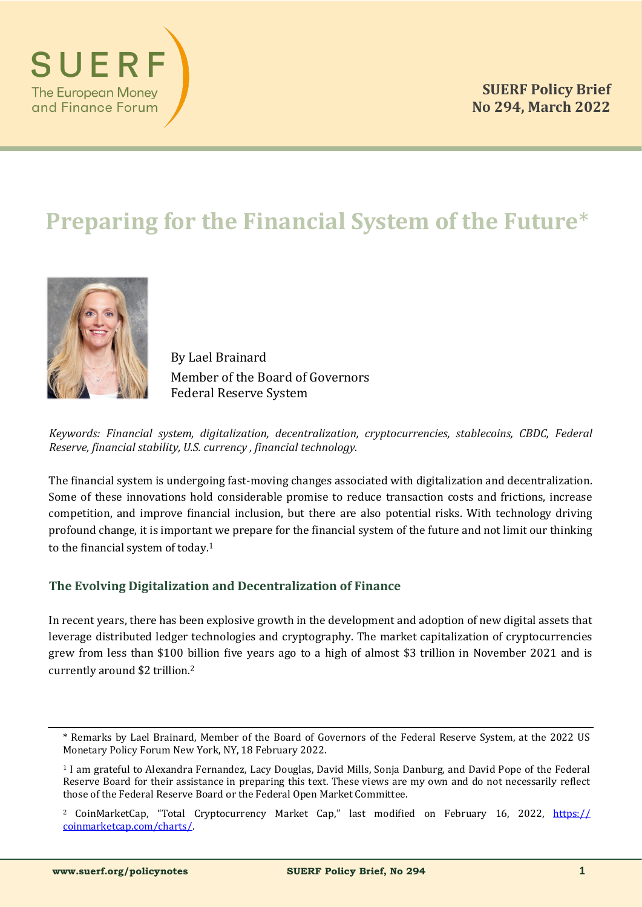SUERF Policy Brief
No 294, March 2022

# Preparing for the Financial System of the Future*

By Lael Brainard
Member of the Board of Governors
Federal Reserve System

*Keywords: Financial system, digitalization, decentralization, cryptocurrencies, stablecoins, CBDC, Federal Reserve, financial stability, U.S. currency , financial technology.*

The financial system is undergoing fast-moving changes associated with digitalization and decentralization. Some of these innovations hold considerable promise to reduce transaction costs and frictions, increase competition, and improve financial inclusion, but there are also potential risks. With technology driving profound change, it is important we prepare for the financial system of the future and not limit our thinking to the financial system of today.[1]

## The Evolving Digitalization and Decentralization of Finance

In recent years, there has been explosive growth in the development and adoption of new digital assets that leverage distributed ledger technologies and cryptography. The market capitalization of cryptocurrencies grew from less than $100 billion five years ago to a high of almost $3 trillion in November 2021 and is currently around $2 trillion.[2]

---

* Remarks by Lael Brainard, Member of the Board of Governors of the Federal Reserve System, at the 2022 US Monetary Policy Forum New York, NY, 18 February 2022.

[1] I am grateful to Alexandra Fernandez, Lacy Douglas, David Mills, Sonja Danburg, and David Pope of the Federal Reserve Board for their assistance in preparing this text. These views are my own and do not necessarily reflect those of the Federal Reserve Board or the Federal Open Market Committee.

[2] CoinMarketCap, "Total Cryptocurrency Market Cap," last modified on February 16, 2022, https://coinmarketcap.com/charts/.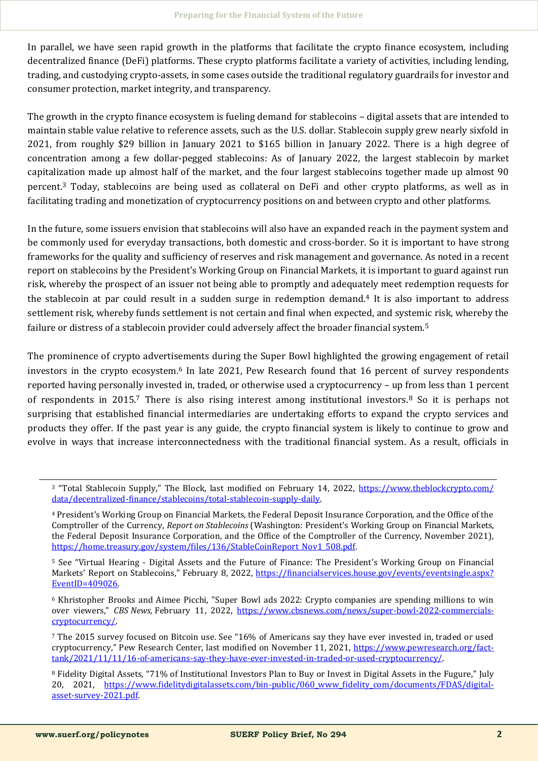In parallel, we have seen rapid growth in the platforms that facilitate the crypto finance ecosystem, including decentralized finance (DeFi) platforms. These crypto platforms facilitate a variety of activities, including lending, trading, and custodying crypto-assets, in some cases outside the traditional regulatory guardrails for investor and consumer protection, market integrity, and transparency.

The growth in the crypto finance ecosystem is fueling demand for stablecoins – digital assets that are intended to maintain stable value relative to reference assets, such as the U.S. dollar. Stablecoin supply grew nearly sixfold in 2021, from roughly $29 billion in January 2021 to $165 billion in January 2022. There is a high degree of concentration among a few dollar-pegged stablecoins: As of January 2022, the largest stablecoin by market capitalization made up almost half of the market, and the four largest stablecoins together made up almost 90 percent.[3] Today, stablecoins are being used as collateral on DeFi and other crypto platforms, as well as in facilitating trading and monetization of cryptocurrency positions on and between crypto and other platforms.

In the future, some issuers envision that stablecoins will also have an expanded reach in the payment system and be commonly used for everyday transactions, both domestic and cross-border. So it is important to have strong frameworks for the quality and sufficiency of reserves and risk management and governance. As noted in a recent report on stablecoins by the President's Working Group on Financial Markets, it is important to guard against run risk, whereby the prospect of an issuer not being able to promptly and adequately meet redemption requests for the stablecoin at par could result in a sudden surge in redemption demand.[4] It is also important to address settlement risk, whereby funds settlement is not certain and final when expected, and systemic risk, whereby the failure or distress of a stablecoin provider could adversely affect the broader financial system.[5]

The prominence of crypto advertisements during the Super Bowl highlighted the growing engagement of retail investors in the crypto ecosystem.[6] In late 2021, Pew Research found that 16 percent of survey respondents reported having personally invested in, traded, or otherwise used a cryptocurrency – up from less than 1 percent of respondents in 2015.[7] There is also rising interest among institutional investors.[8] So it is perhaps not surprising that established financial intermediaries are undertaking efforts to expand the crypto services and products they offer. If the past year is any guide, the crypto financial system is likely to continue to grow and evolve in ways that increase interconnectedness with the traditional financial system. As a result, officials in

---

[3] "Total Stablecoin Supply," The Block, last modified on February 14, 2022, https://www.theblockcrypto.com/data/decentralized-finance/stablecoins/total-stablecoin-supply-daily.

[4] President's Working Group on Financial Markets, the Federal Deposit Insurance Corporation, and the Office of the Comptroller of the Currency, *Report on Stablecoins* (Washington: President's Working Group on Financial Markets, the Federal Deposit Insurance Corporation, and the Office of the Comptroller of the Currency, November 2021), https://home.treasury.gov/system/files/136/StableCoinReport_Nov1_508.pdf.

[5] See "Virtual Hearing - Digital Assets and the Future of Finance: The President's Working Group on Financial Markets' Report on Stablecoins," February 8, 2022, https://financialservices.house.gov/events/eventsingle.aspx?EventID=409026.

[6] Khristopher Brooks and Aimee Picchi, "Super Bowl ads 2022: Crypto companies are spending millions to win over viewers," *CBS News,* February 11, 2022, https://www.cbsnews.com/news/super-bowl-2022-commercials-cryptocurrency/.

[7] The 2015 survey focused on Bitcoin use. See "16% of Americans say they have ever invested in, traded or used cryptocurrency," Pew Research Center, last modified on November 11, 2021, https://www.pewresearch.org/fact-tank/2021/11/11/16-of-americans-say-they-have-ever-invested-in-traded-or-used-cryptocurrency/.

[8] Fidelity Digital Assets, "71% of Institutional Investors Plan to Buy or Invest in Digital Assets in the Fugure," July 20, 2021, https://www.fidelitydigitalassets.com/bin-public/060_www_fidelity_com/documents/FDAS/digital-asset-survey-2021.pdf.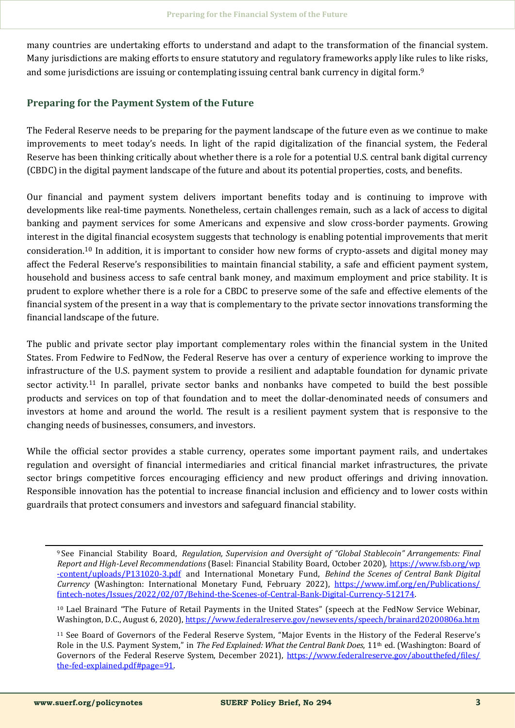many countries are undertaking efforts to understand and adapt to the transformation of the financial system. Many jurisdictions are making efforts to ensure statutory and regulatory frameworks apply like rules to like risks, and some jurisdictions are issuing or contemplating issuing central bank currency in digital form.[9]

## Preparing for the Payment System of the Future

The Federal Reserve needs to be preparing for the payment landscape of the future even as we continue to make improvements to meet today's needs. In light of the rapid digitalization of the financial system, the Federal Reserve has been thinking critically about whether there is a role for a potential U.S. central bank digital currency (CBDC) in the digital payment landscape of the future and about its potential properties, costs, and benefits.

Our financial and payment system delivers important benefits today and is continuing to improve with developments like real-time payments. Nonetheless, certain challenges remain, such as a lack of access to digital banking and payment services for some Americans and expensive and slow cross-border payments. Growing interest in the digital financial ecosystem suggests that technology is enabling potential improvements that merit consideration.[10] In addition, it is important to consider how new forms of crypto-assets and digital money may affect the Federal Reserve's responsibilities to maintain financial stability, a safe and efficient payment system, household and business access to safe central bank money, and maximum employment and price stability. It is prudent to explore whether there is a role for a CBDC to preserve some of the safe and effective elements of the financial system of the present in a way that is complementary to the private sector innovations transforming the financial landscape of the future.

The public and private sector play important complementary roles within the financial system in the United States. From Fedwire to FedNow, the Federal Reserve has over a century of experience working to improve the infrastructure of the U.S. payment system to provide a resilient and adaptable foundation for dynamic private sector activity.[11] In parallel, private sector banks and nonbanks have competed to build the best possible products and services on top of that foundation and to meet the dollar-denominated needs of consumers and investors at home and around the world. The result is a resilient payment system that is responsive to the changing needs of businesses, consumers, and investors.

While the official sector provides a stable currency, operates some important payment rails, and undertakes regulation and oversight of financial intermediaries and critical financial market infrastructures, the private sector brings competitive forces encouraging efficiency and new product offerings and driving innovation. Responsible innovation has the potential to increase financial inclusion and efficiency and to lower costs within guardrails that protect consumers and investors and safeguard financial stability.

---

[9] See Financial Stability Board, *Regulation, Supervision and Oversight of "Global Stablecoin" Arrangements: Final Report and High-Level Recommendations* (Basel: Financial Stability Board, October 2020), https://www.fsb.org/wp-content/uploads/P131020-3.pdf and International Monetary Fund, *Behind the Scenes of Central Bank Digital Currency* (Washington: International Monetary Fund, February 2022), https://www.imf.org/en/Publications/fintech-notes/Issues/2022/02/07/Behind-the-Scenes-of-Central-Bank-Digital-Currency-512174.

[10] Lael Brainard "The Future of Retail Payments in the United States" (speech at the FedNow Service Webinar, Washington, D.C., August 6, 2020), https://www.federalreserve.gov/newsevents/speech/brainard20200806a.htm

[11] See Board of Governors of the Federal Reserve System, "Major Events in the History of the Federal Reserve's Role in the U.S. Payment System," in *The Fed Explained: What the Central Bank Does*, 11th ed. (Washington: Board of Governors of the Federal Reserve System, December 2021), https://www.federalreserve.gov/aboutthefed/files/the-fed-explained.pdf#page=91.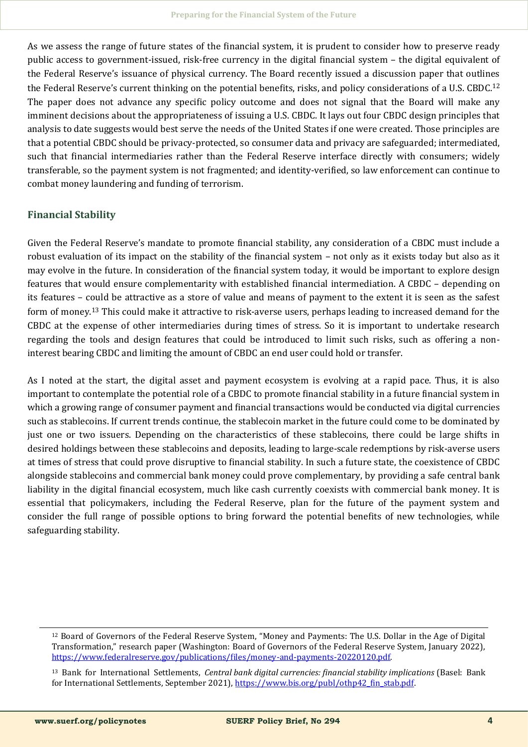As we assess the range of future states of the financial system, it is prudent to consider how to preserve ready public access to government-issued, risk-free currency in the digital financial system – the digital equivalent of the Federal Reserve's issuance of physical currency. The Board recently issued a discussion paper that outlines the Federal Reserve's current thinking on the potential benefits, risks, and policy considerations of a U.S. CBDC.[12] The paper does not advance any specific policy outcome and does not signal that the Board will make any imminent decisions about the appropriateness of issuing a U.S. CBDC. It lays out four CBDC design principles that analysis to date suggests would best serve the needs of the United States if one were created. Those principles are that a potential CBDC should be privacy-protected, so consumer data and privacy are safeguarded; intermediated, such that financial intermediaries rather than the Federal Reserve interface directly with consumers; widely transferable, so the payment system is not fragmented; and identity-verified, so law enforcement can continue to combat money laundering and funding of terrorism.

### Financial Stability

Given the Federal Reserve's mandate to promote financial stability, any consideration of a CBDC must include a robust evaluation of its impact on the stability of the financial system – not only as it exists today but also as it may evolve in the future. In consideration of the financial system today, it would be important to explore design features that would ensure complementarity with established financial intermediation. A CBDC – depending on its features – could be attractive as a store of value and means of payment to the extent it is seen as the safest form of money.[13] This could make it attractive to risk-averse users, perhaps leading to increased demand for the CBDC at the expense of other intermediaries during times of stress. So it is important to undertake research regarding the tools and design features that could be introduced to limit such risks, such as offering a non-interest bearing CBDC and limiting the amount of CBDC an end user could hold or transfer.

As I noted at the start, the digital asset and payment ecosystem is evolving at a rapid pace. Thus, it is also important to contemplate the potential role of a CBDC to promote financial stability in a future financial system in which a growing range of consumer payment and financial transactions would be conducted via digital currencies such as stablecoins. If current trends continue, the stablecoin market in the future could come to be dominated by just one or two issuers. Depending on the characteristics of these stablecoins, there could be large shifts in desired holdings between these stablecoins and deposits, leading to large-scale redemptions by risk-averse users at times of stress that could prove disruptive to financial stability. In such a future state, the coexistence of CBDC alongside stablecoins and commercial bank money could prove complementary, by providing a safe central bank liability in the digital financial ecosystem, much like cash currently coexists with commercial bank money. It is essential that policymakers, including the Federal Reserve, plan for the future of the payment system and consider the full range of possible options to bring forward the potential benefits of new technologies, while safeguarding stability.

---

[12] Board of Governors of the Federal Reserve System, "Money and Payments: The U.S. Dollar in the Age of Digital Transformation," research paper (Washington: Board of Governors of the Federal Reserve System, January 2022), https://www.federalreserve.gov/publications/files/money-and-payments-20220120.pdf.

[13] Bank for International Settlements, *Central bank digital currencies: financial stability implications* (Basel: Bank for International Settlements, September 2021), https://www.bis.org/publ/othp42_fin_stab.pdf.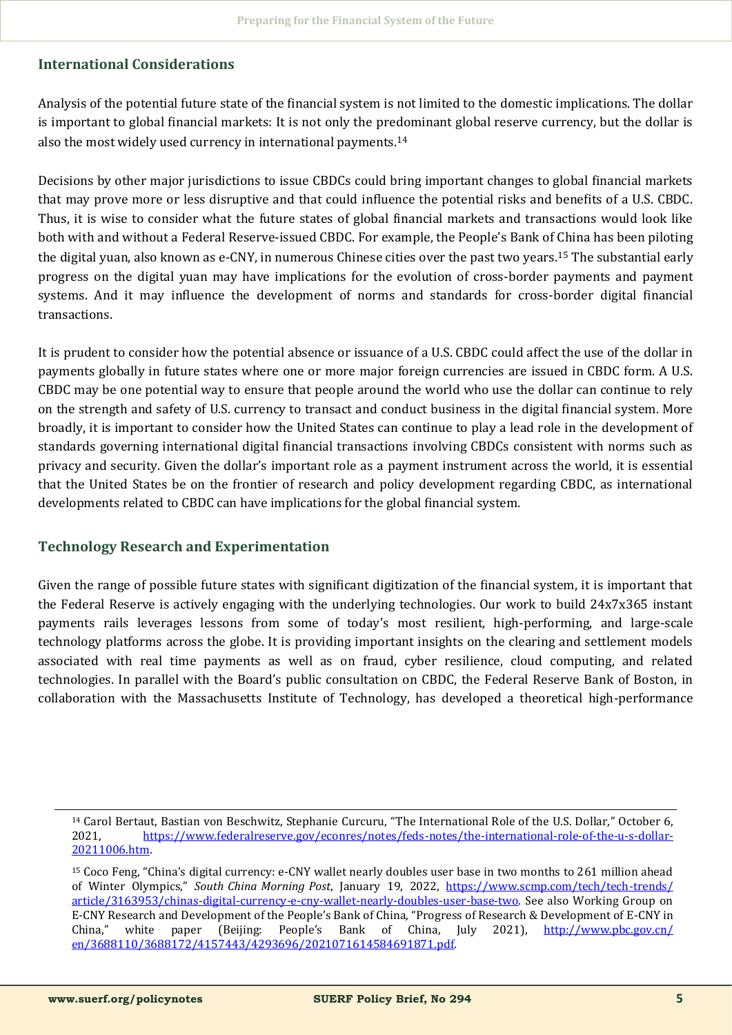## International Considerations

Analysis of the potential future state of the financial system is not limited to the domestic implications. The dollar is important to global financial markets: It is not only the predominant global reserve currency, but the dollar is also the most widely used currency in international payments.[14]

Decisions by other major jurisdictions to issue CBDCs could bring important changes to global financial markets that may prove more or less disruptive and that could influence the potential risks and benefits of a U.S. CBDC. Thus, it is wise to consider what the future states of global financial markets and transactions would look like both with and without a Federal Reserve-issued CBDC. For example, the People's Bank of China has been piloting the digital yuan, also known as e-CNY, in numerous Chinese cities over the past two years.[15] The substantial early progress on the digital yuan may have implications for the evolution of cross-border payments and payment systems. And it may influence the development of norms and standards for cross-border digital financial transactions.

It is prudent to consider how the potential absence or issuance of a U.S. CBDC could affect the use of the dollar in payments globally in future states where one or more major foreign currencies are issued in CBDC form. A U.S. CBDC may be one potential way to ensure that people around the world who use the dollar can continue to rely on the strength and safety of U.S. currency to transact and conduct business in the digital financial system. More broadly, it is important to consider how the United States can continue to play a lead role in the development of standards governing international digital financial transactions involving CBDCs consistent with norms such as privacy and security. Given the dollar's important role as a payment instrument across the world, it is essential that the United States be on the frontier of research and policy development regarding CBDC, as international developments related to CBDC can have implications for the global financial system.

## Technology Research and Experimentation

Given the range of possible future states with significant digitization of the financial system, it is important that the Federal Reserve is actively engaging with the underlying technologies. Our work to build 24x7x365 instant payments rails leverages lessons from some of today's most resilient, high-performing, and large-scale technology platforms across the globe. It is providing important insights on the clearing and settlement models associated with real time payments as well as on fraud, cyber resilience, cloud computing, and related technologies. In parallel with the Board's public consultation on CBDC, the Federal Reserve Bank of Boston, in collaboration with the Massachusetts Institute of Technology, has developed a theoretical high-performance

---

[14] Carol Bertaut, Bastian von Beschwitz, Stephanie Curcuru, "The International Role of the U.S. Dollar," October 6, 2021, https://www.federalreserve.gov/econres/notes/feds-notes/the-international-role-of-the-u-s-dollar-20211006.htm.

[15] Coco Feng, "China's digital currency: e-CNY wallet nearly doubles user base in two months to 261 million ahead of Winter Olympics," *South China Morning Post*, January 19, 2022, https://www.scmp.com/tech/tech-trends/article/3163953/chinas-digital-currency-e-cny-wallet-nearly-doubles-user-base-two. See also Working Group on E-CNY Research and Development of the People's Bank of China, "Progress of Research & Development of E-CNY in China," white paper (Beijing: People's Bank of China, July 2021), http://www.pbc.gov.cn/en/3688110/3688172/4157443/4293696/2021071614584691871.pdf.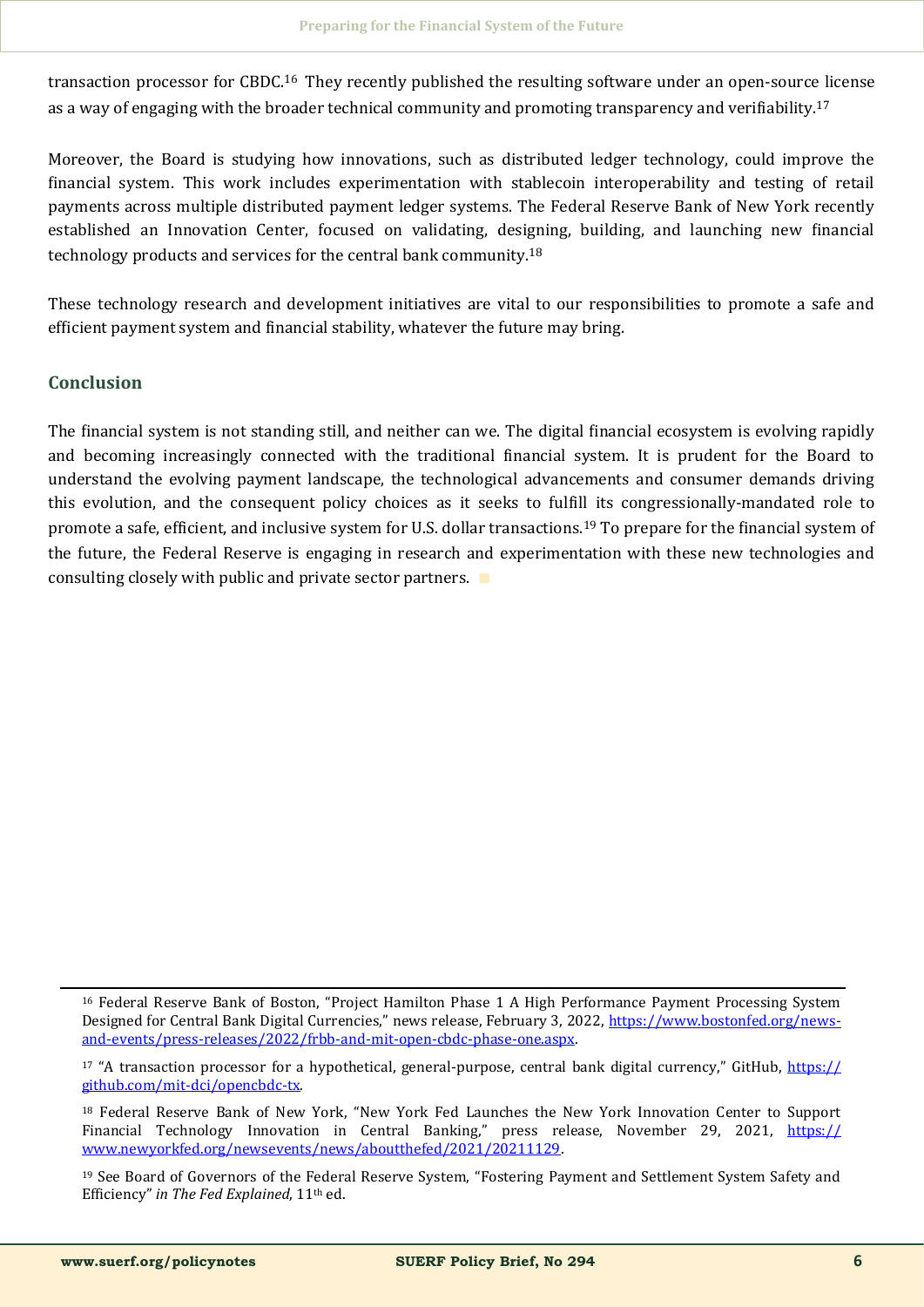transaction processor for CBDC.[16] They recently published the resulting software under an open-source license as a way of engaging with the broader technical community and promoting transparency and verifiability.[17]

Moreover, the Board is studying how innovations, such as distributed ledger technology, could improve the financial system. This work includes experimentation with stablecoin interoperability and testing of retail payments across multiple distributed payment ledger systems. The Federal Reserve Bank of New York recently established an Innovation Center, focused on validating, designing, building, and launching new financial technology products and services for the central bank community.[18]

These technology research and development initiatives are vital to our responsibilities to promote a safe and efficient payment system and financial stability, whatever the future may bring.

## Conclusion

The financial system is not standing still, and neither can we. The digital financial ecosystem is evolving rapidly and becoming increasingly connected with the traditional financial system. It is prudent for the Board to understand the evolving payment landscape, the technological advancements and consumer demands driving this evolution, and the consequent policy choices as it seeks to fulfill its congressionally-mandated role to promote a safe, efficient, and inclusive system for U.S. dollar transactions.[19] To prepare for the financial system of the future, the Federal Reserve is engaging in research and experimentation with these new technologies and consulting closely with public and private sector partners.

---

[16] Federal Reserve Bank of Boston, "Project Hamilton Phase 1 A High Performance Payment Processing System Designed for Central Bank Digital Currencies," news release, February 3, 2022, https://www.bostonfed.org/news-and-events/press-releases/2022/frbb-and-mit-open-cbdc-phase-one.aspx.

[17] "A transaction processor for a hypothetical, general-purpose, central bank digital currency," GitHub, https://github.com/mit-dci/opencbdc-tx.

[18] Federal Reserve Bank of New York, "New York Fed Launches the New York Innovation Center to Support Financial Technology Innovation in Central Banking," press release, November 29, 2021, https://www.newyorkfed.org/newsevents/news/aboutthefed/2021/20211129.

[19] See Board of Governors of the Federal Reserve System, "Fostering Payment and Settlement System Safety and Efficiency" *in The Fed Explained*, 11th ed.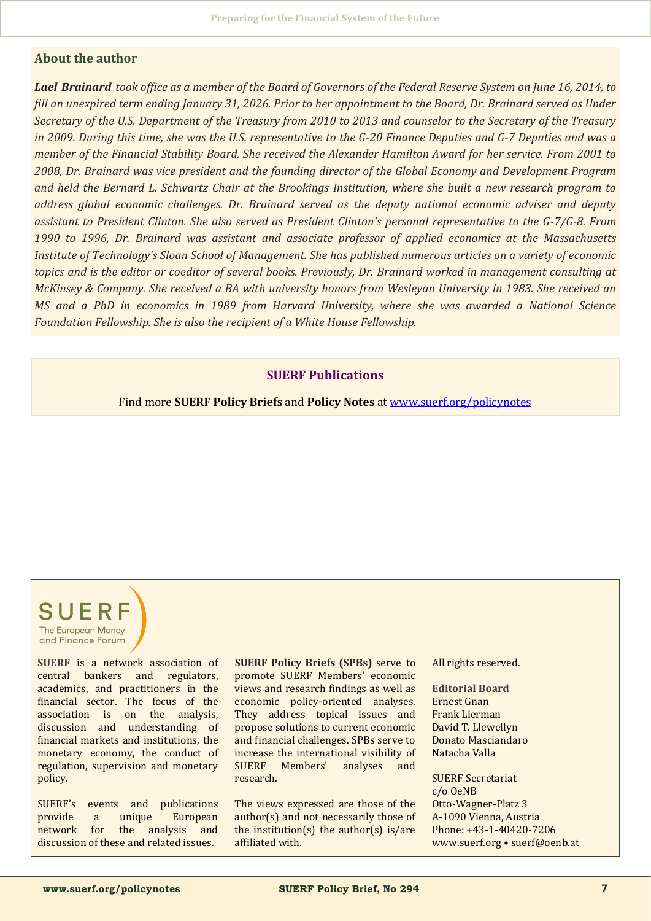## About the author

***Lael Brainard*** *took office as a member of the Board of Governors of the Federal Reserve System on June 16, 2014, to fill an unexpired term ending January 31, 2026. Prior to her appointment to the Board, Dr. Brainard served as Under Secretary of the U.S. Department of the Treasury from 2010 to 2013 and counselor to the Secretary of the Treasury in 2009. During this time, she was the U.S. representative to the G-20 Finance Deputies and G-7 Deputies and was a member of the Financial Stability Board. She received the Alexander Hamilton Award for her service. From 2001 to 2008, Dr. Brainard was vice president and the founding director of the Global Economy and Development Program and held the Bernard L. Schwartz Chair at the Brookings Institution, where she built a new research program to address global economic challenges. Dr. Brainard served as the deputy national economic adviser and deputy assistant to President Clinton. She also served as President Clinton's personal representative to the G-7/G-8. From 1990 to 1996, Dr. Brainard was assistant and associate professor of applied economics at the Massachusetts Institute of Technology's Sloan School of Management. She has published numerous articles on a variety of economic topics and is the editor or coeditor of several books. Previously, Dr. Brainard worked in management consulting at McKinsey & Company. She received a BA with university honors from Wesleyan University in 1983. She received an MS and a PhD in economics in 1989 from Harvard University, where she was awarded a National Science Foundation Fellowship. She is also the recipient of a White House Fellowship.*

### SUERF Publications

Find more **SUERF Policy Briefs** and **Policy Notes** at [www.suerf.org/policynotes](www.suerf.org/policynotes)

SUERF
The European Money and Finance Forum

**SUERF** is a network association of central bankers and regulators, academics, and practitioners in the financial sector. The focus of the association is on the analysis, discussion and understanding of financial markets and institutions, the monetary economy, the conduct of regulation, supervision and monetary policy.

SUERF's events and publications provide a unique European network for the analysis and discussion of these and related issues.

**SUERF Policy Briefs (SPBs)** serve to promote SUERF Members' economic views and research findings as well as economic policy-oriented analyses. They address topical issues and propose solutions to current economic and financial challenges. SPBs serve to increase the international visibility of SUERF Members' analyses and research.

The views expressed are those of the author(s) and not necessarily those of the institution(s) the author(s) is/are affiliated with.

All rights reserved.

**Editorial Board**
Ernest Gnan
Frank Lierman
David T. Llewellyn
Donato Masciandaro
Natacha Valla

SUERF Secretariat
c/o OeNB
Otto-Wagner-Platz 3
A-1090 Vienna, Austria
Phone: +43-1-40420-7206
www.suerf.org • suerf@oenb.at